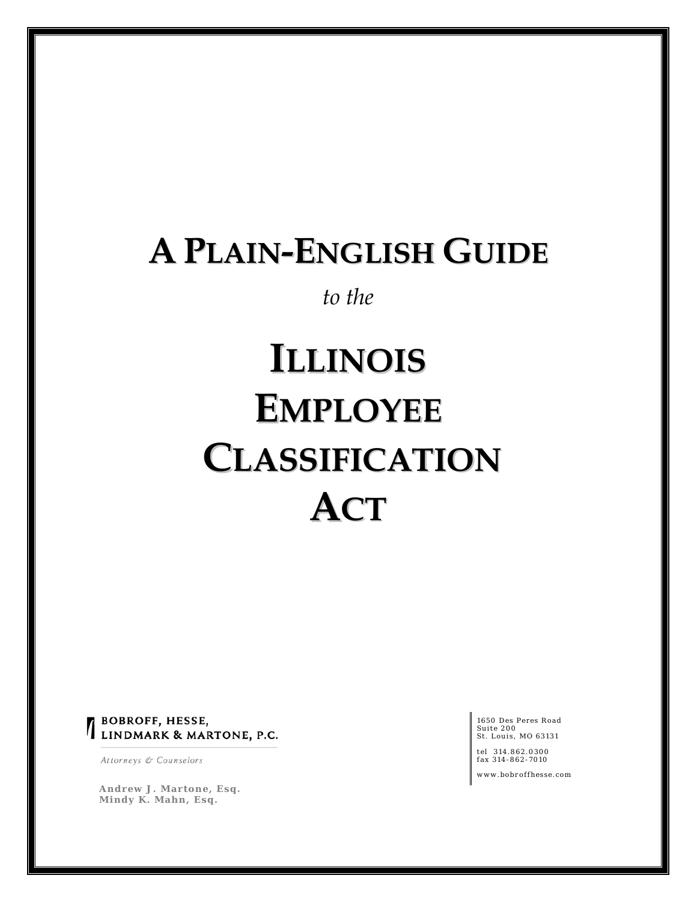# A PLAIN-ENGLISH GUIDE

*to the*

# ILLINOIS EMPLOYEE CLASSIFICATION ACT

BOBROFF, HESSE, LINDMARK & MARTONE, P.C.

*Attorneys & Counselors*

**Andrew J. Martone, Esq.**
**Mindy K. Mahn, Esq.**

1650 Des Peres Road
Suite 200
St. Louis, MO 63131

tel 314.862.0300
fax 314-862-7010

www.bobroffhesse.com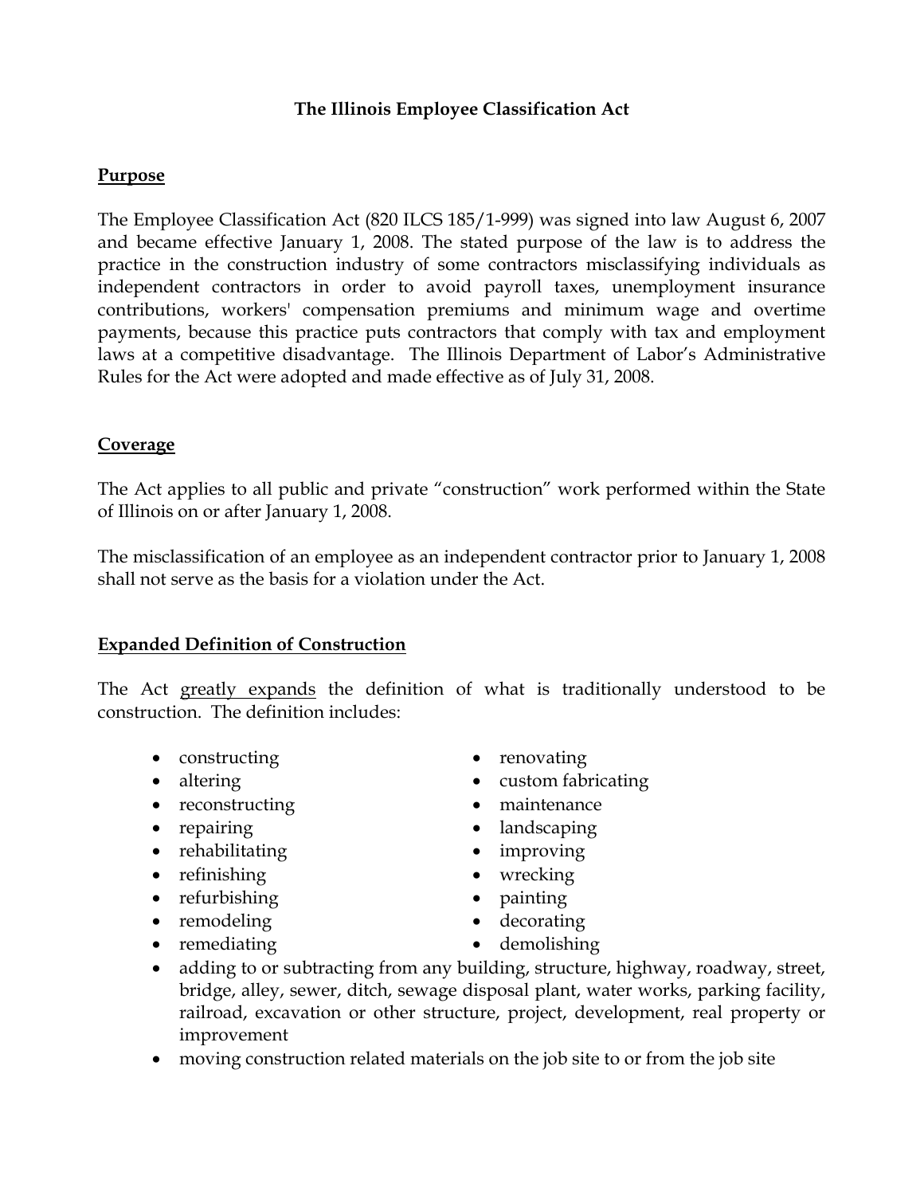**The Illinois Employee Classification Act**

## Purpose

The Employee Classification Act (820 ILCS 185/1-999) was signed into law August 6, 2007 and became effective January 1, 2008. The stated purpose of the law is to address the practice in the construction industry of some contractors misclassifying individuals as independent contractors in order to avoid payroll taxes, unemployment insurance contributions, workers' compensation premiums and minimum wage and overtime payments, because this practice puts contractors that comply with tax and employment laws at a competitive disadvantage. The Illinois Department of Labor's Administrative Rules for the Act were adopted and made effective as of July 31, 2008.

## Coverage

The Act applies to all public and private "construction" work performed within the State of Illinois on or after January 1, 2008.

The misclassification of an employee as an independent contractor prior to January 1, 2008 shall not serve as the basis for a violation under the Act.

## Expanded Definition of Construction

The Act greatly expands the definition of what is traditionally understood to be construction. The definition includes:

- constructing
- altering
- reconstructing
- repairing
- rehabilitating
- refinishing
- refurbishing
- remodeling
- remediating
- renovating
- custom fabricating
- maintenance
- landscaping
- improving
- wrecking
- painting
- decorating
- demolishing
- adding to or subtracting from any building, structure, highway, roadway, street, bridge, alley, sewer, ditch, sewage disposal plant, water works, parking facility, railroad, excavation or other structure, project, development, real property or improvement
- moving construction related materials on the job site to or from the job site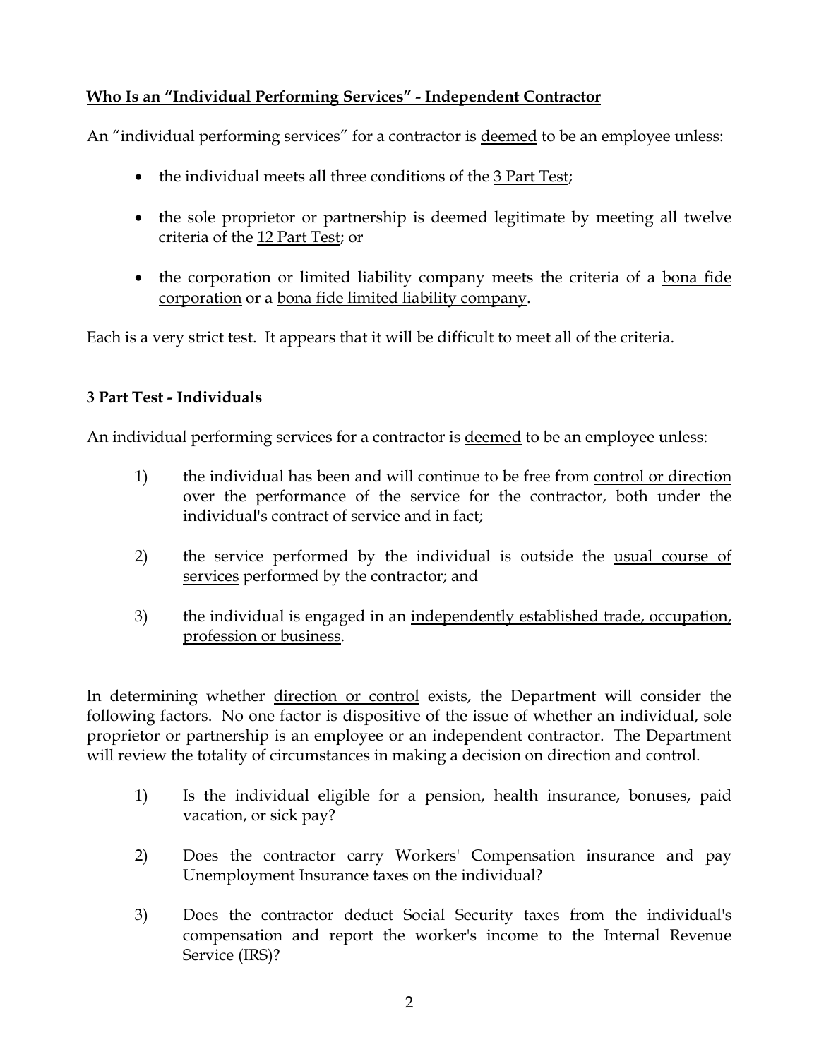## <u>Who Is an "Individual Performing Services" - Independent Contractor</u>

An "individual performing services" for a contractor is <u>deemed</u> to be an employee unless:

- the individual meets all three conditions of the <u>3 Part Test</u>;
- the sole proprietor or partnership is deemed legitimate by meeting all twelve criteria of the <u>12 Part Test</u>; or
- the corporation or limited liability company meets the criteria of a <u>bona fide corporation</u> or a <u>bona fide limited liability company</u>.

Each is a very strict test. It appears that it will be difficult to meet all of the criteria.

## <u>3 Part Test - Individuals</u>

An individual performing services for a contractor is <u>deemed</u> to be an employee unless:

1) the individual has been and will continue to be free from <u>control or direction</u> over the performance of the service for the contractor, both under the individual's contract of service and in fact;
2) the service performed by the individual is outside the <u>usual course of services</u> performed by the contractor; and
3) the individual is engaged in an <u>independently established trade, occupation, profession or business</u>.

In determining whether <u>direction or control</u> exists, the Department will consider the following factors. No one factor is dispositive of the issue of whether an individual, sole proprietor or partnership is an employee or an independent contractor. The Department will review the totality of circumstances in making a decision on direction and control.

1) Is the individual eligible for a pension, health insurance, bonuses, paid vacation, or sick pay?
2) Does the contractor carry Workers' Compensation insurance and pay Unemployment Insurance taxes on the individual?
3) Does the contractor deduct Social Security taxes from the individual's compensation and report the worker's income to the Internal Revenue Service (IRS)?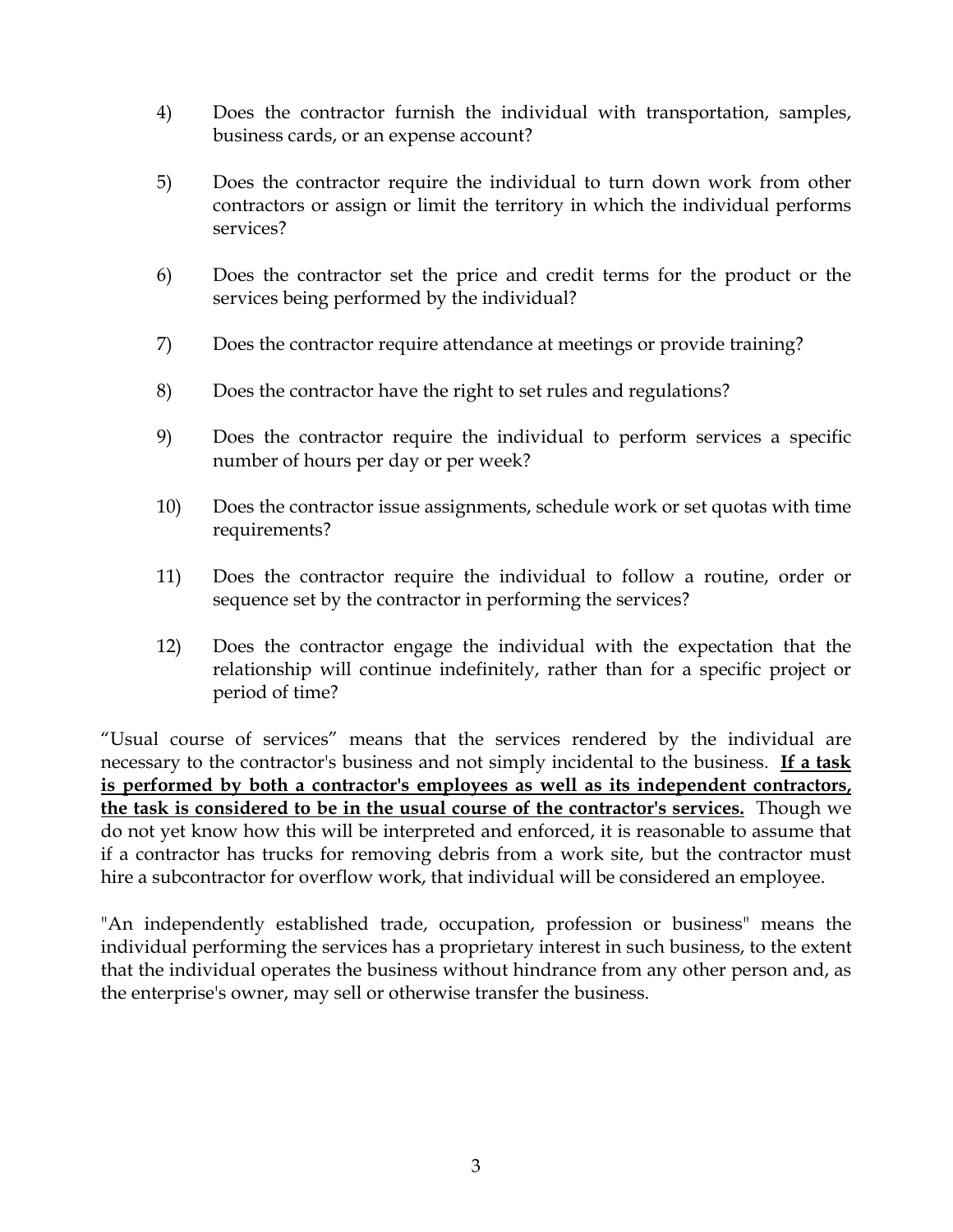4) Does the contractor furnish the individual with transportation, samples, business cards, or an expense account?

5) Does the contractor require the individual to turn down work from other contractors or assign or limit the territory in which the individual performs services?

6) Does the contractor set the price and credit terms for the product or the services being performed by the individual?

7) Does the contractor require attendance at meetings or provide training?

8) Does the contractor have the right to set rules and regulations?

9) Does the contractor require the individual to perform services a specific number of hours per day or per week?

10) Does the contractor issue assignments, schedule work or set quotas with time requirements?

11) Does the contractor require the individual to follow a routine, order or sequence set by the contractor in performing the services?

12) Does the contractor engage the individual with the expectation that the relationship will continue indefinitely, rather than for a specific project or period of time?

"Usual course of services" means that the services rendered by the individual are necessary to the contractor's business and not simply incidental to the business. **If a task is performed by both a contractor's employees as well as its independent contractors, the task is considered to be in the usual course of the contractor's services.** Though we do not yet know how this will be interpreted and enforced, it is reasonable to assume that if a contractor has trucks for removing debris from a work site, but the contractor must hire a subcontractor for overflow work, that individual will be considered an employee.

"An independently established trade, occupation, profession or business" means the individual performing the services has a proprietary interest in such business, to the extent that the individual operates the business without hindrance from any other person and, as the enterprise's owner, may sell or otherwise transfer the business.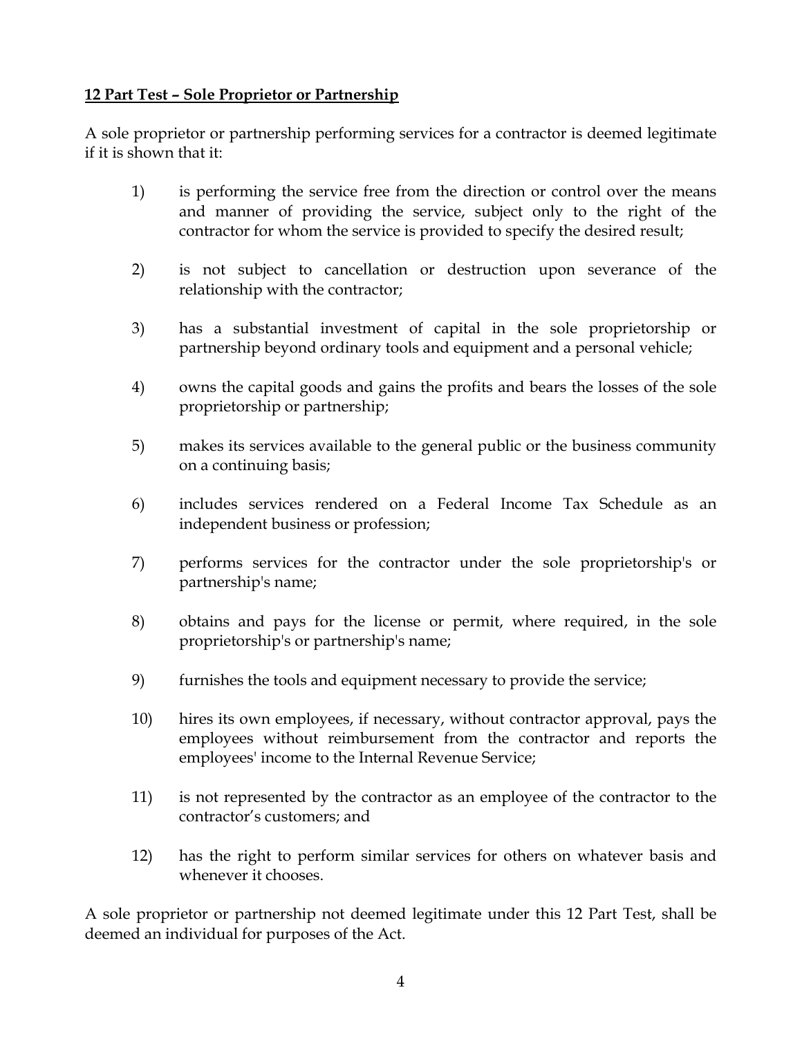**12 Part Test – Sole Proprietor or Partnership**

A sole proprietor or partnership performing services for a contractor is deemed legitimate if it is shown that it:

1) is performing the service free from the direction or control over the means and manner of providing the service, subject only to the right of the contractor for whom the service is provided to specify the desired result;

2) is not subject to cancellation or destruction upon severance of the relationship with the contractor;

3) has a substantial investment of capital in the sole proprietorship or partnership beyond ordinary tools and equipment and a personal vehicle;

4) owns the capital goods and gains the profits and bears the losses of the sole proprietorship or partnership;

5) makes its services available to the general public or the business community on a continuing basis;

6) includes services rendered on a Federal Income Tax Schedule as an independent business or profession;

7) performs services for the contractor under the sole proprietorship's or partnership's name;

8) obtains and pays for the license or permit, where required, in the sole proprietorship's or partnership's name;

9) furnishes the tools and equipment necessary to provide the service;

10) hires its own employees, if necessary, without contractor approval, pays the employees without reimbursement from the contractor and reports the employees' income to the Internal Revenue Service;

11) is not represented by the contractor as an employee of the contractor to the contractor's customers; and

12) has the right to perform similar services for others on whatever basis and whenever it chooses.

A sole proprietor or partnership not deemed legitimate under this 12 Part Test, shall be deemed an individual for purposes of the Act.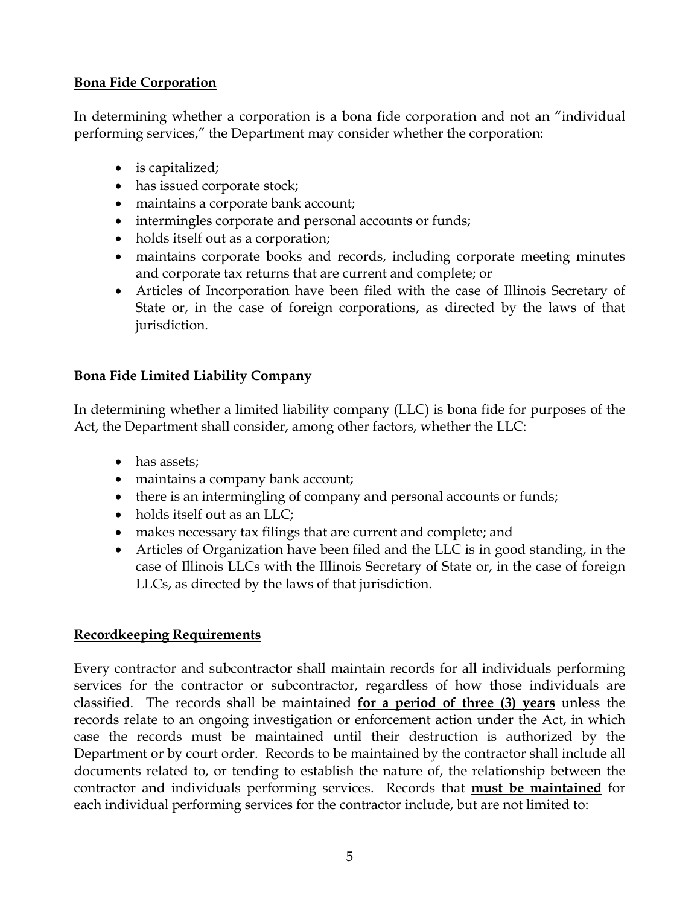**Bona Fide Corporation**

In determining whether a corporation is a bona fide corporation and not an "individual performing services," the Department may consider whether the corporation:

- is capitalized;
- has issued corporate stock;
- maintains a corporate bank account;
- intermingles corporate and personal accounts or funds;
- holds itself out as a corporation;
- maintains corporate books and records, including corporate meeting minutes and corporate tax returns that are current and complete; or
- Articles of Incorporation have been filed with the case of Illinois Secretary of State or, in the case of foreign corporations, as directed by the laws of that jurisdiction.

**Bona Fide Limited Liability Company**

In determining whether a limited liability company (LLC) is bona fide for purposes of the Act, the Department shall consider, among other factors, whether the LLC:

- has assets;
- maintains a company bank account;
- there is an intermingling of company and personal accounts or funds;
- holds itself out as an LLC;
- makes necessary tax filings that are current and complete; and
- Articles of Organization have been filed and the LLC is in good standing, in the case of Illinois LLCs with the Illinois Secretary of State or, in the case of foreign LLCs, as directed by the laws of that jurisdiction.

**Recordkeeping Requirements**

Every contractor and subcontractor shall maintain records for all individuals performing services for the contractor or subcontractor, regardless of how those individuals are classified. The records shall be maintained **for a period of three (3) years** unless the records relate to an ongoing investigation or enforcement action under the Act, in which case the records must be maintained until their destruction is authorized by the Department or by court order. Records to be maintained by the contractor shall include all documents related to, or tending to establish the nature of, the relationship between the contractor and individuals performing services. Records that **must be maintained** for each individual performing services for the contractor include, but are not limited to: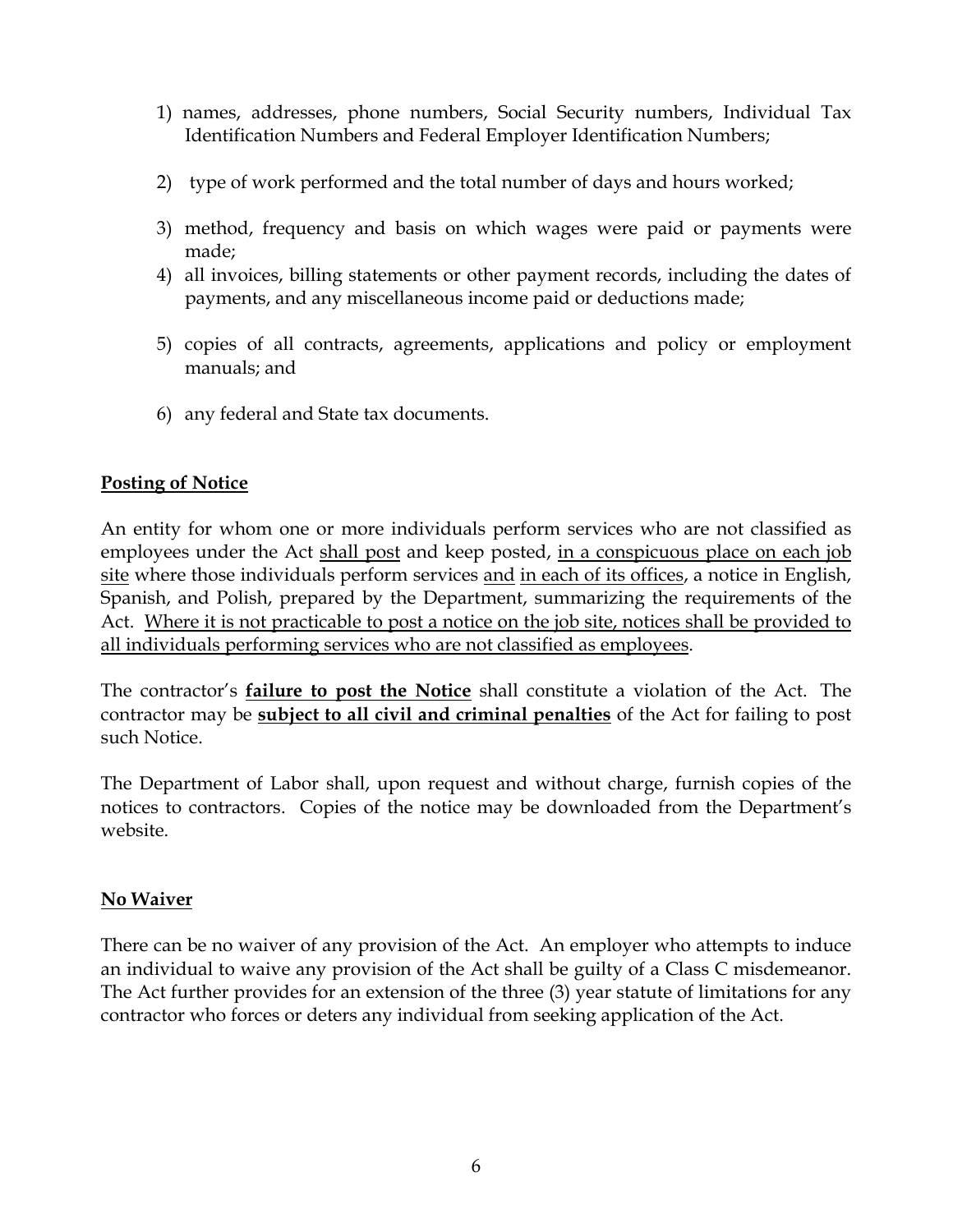1) names, addresses, phone numbers, Social Security numbers, Individual Tax Identification Numbers and Federal Employer Identification Numbers;

2) type of work performed and the total number of days and hours worked;

3) method, frequency and basis on which wages were paid or payments were made;

4) all invoices, billing statements or other payment records, including the dates of payments, and any miscellaneous income paid or deductions made;

5) copies of all contracts, agreements, applications and policy or employment manuals; and

6) any federal and State tax documents.

**Posting of Notice**

An entity for whom one or more individuals perform services who are not classified as employees under the Act shall post and keep posted, in a conspicuous place on each job site where those individuals perform services and in each of its offices, a notice in English, Spanish, and Polish, prepared by the Department, summarizing the requirements of the Act. Where it is not practicable to post a notice on the job site, notices shall be provided to all individuals performing services who are not classified as employees.

The contractor's **failure to post the Notice** shall constitute a violation of the Act. The contractor may be **subject to all civil and criminal penalties** of the Act for failing to post such Notice.

The Department of Labor shall, upon request and without charge, furnish copies of the notices to contractors. Copies of the notice may be downloaded from the Department's website.

**No Waiver**

There can be no waiver of any provision of the Act. An employer who attempts to induce an individual to waive any provision of the Act shall be guilty of a Class C misdemeanor. The Act further provides for an extension of the three (3) year statute of limitations for any contractor who forces or deters any individual from seeking application of the Act.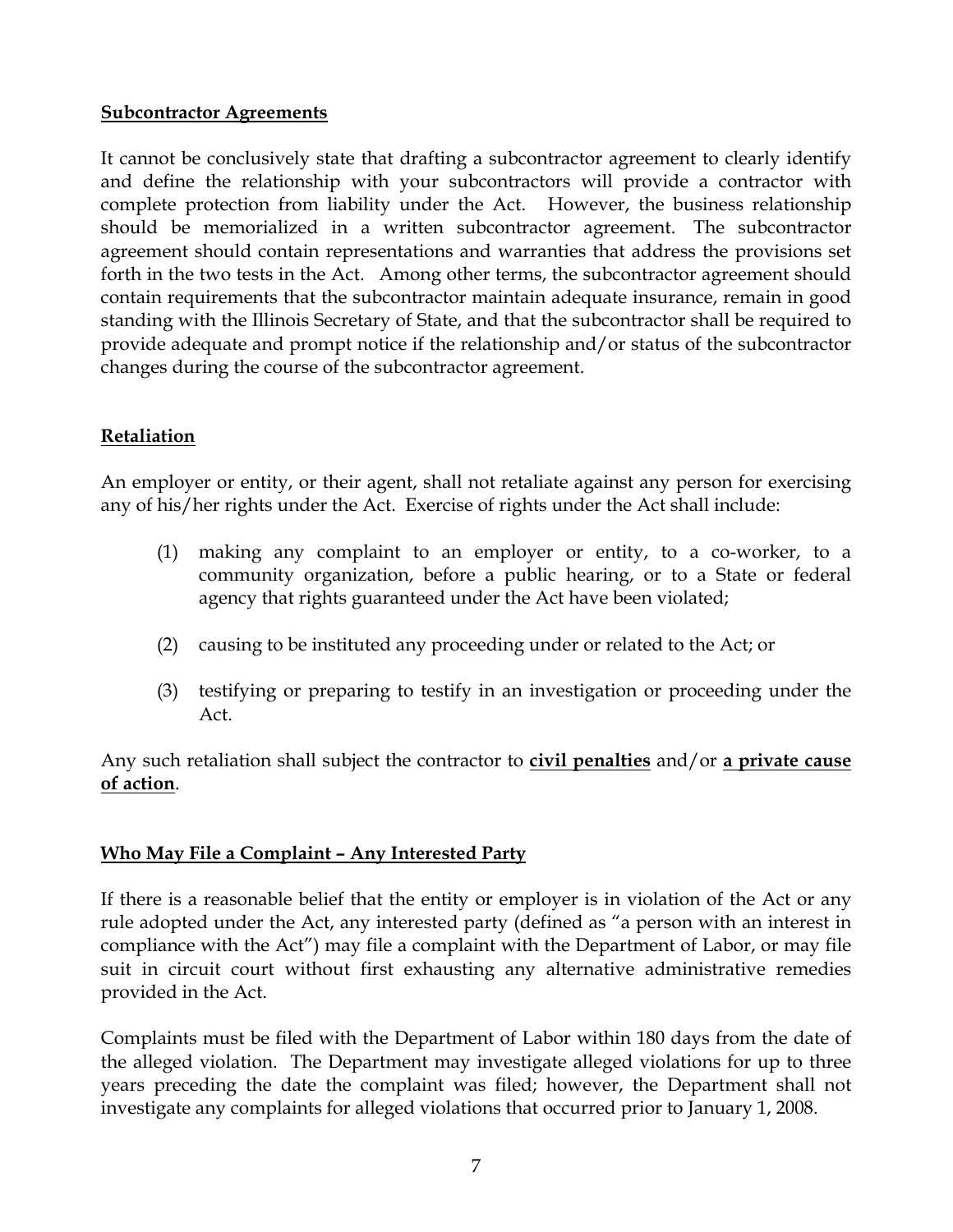**<u>Subcontractor Agreements</u>**

It cannot be conclusively state that drafting a subcontractor agreement to clearly identify and define the relationship with your subcontractors will provide a contractor with complete protection from liability under the Act. However, the business relationship should be memorialized in a written subcontractor agreement. The subcontractor agreement should contain representations and warranties that address the provisions set forth in the two tests in the Act. Among other terms, the subcontractor agreement should contain requirements that the subcontractor maintain adequate insurance, remain in good standing with the Illinois Secretary of State, and that the subcontractor shall be required to provide adequate and prompt notice if the relationship and/or status of the subcontractor changes during the course of the subcontractor agreement.

**<u>Retaliation</u>**

An employer or entity, or their agent, shall not retaliate against any person for exercising any of his/her rights under the Act. Exercise of rights under the Act shall include:

(1) making any complaint to an employer or entity, to a co-worker, to a community organization, before a public hearing, or to a State or federal agency that rights guaranteed under the Act have been violated;

(2) causing to be instituted any proceeding under or related to the Act; or

(3) testifying or preparing to testify in an investigation or proceeding under the Act.

Any such retaliation shall subject the contractor to **<u>civil penalties</u>** and/or **<u>a private cause of action</u>**.

**<u>Who May File a Complaint – Any Interested Party</u>**

If there is a reasonable belief that the entity or employer is in violation of the Act or any rule adopted under the Act, any interested party (defined as "a person with an interest in compliance with the Act") may file a complaint with the Department of Labor, or may file suit in circuit court without first exhausting any alternative administrative remedies provided in the Act.

Complaints must be filed with the Department of Labor within 180 days from the date of the alleged violation. The Department may investigate alleged violations for up to three years preceding the date the complaint was filed; however, the Department shall not investigate any complaints for alleged violations that occurred prior to January 1, 2008.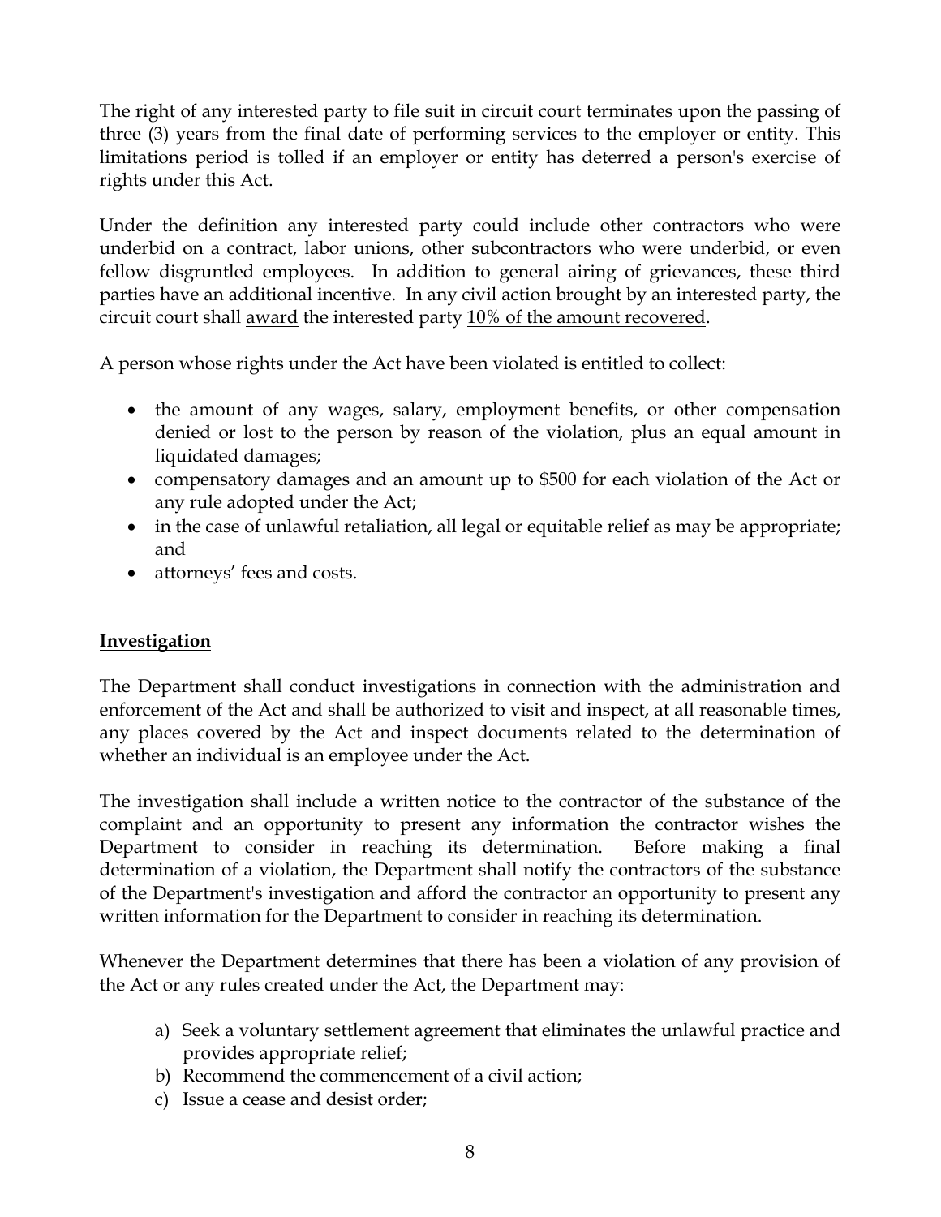The right of any interested party to file suit in circuit court terminates upon the passing of three (3) years from the final date of performing services to the employer or entity. This limitations period is tolled if an employer or entity has deterred a person's exercise of rights under this Act.

Under the definition any interested party could include other contractors who were underbid on a contract, labor unions, other subcontractors who were underbid, or even fellow disgruntled employees. In addition to general airing of grievances, these third parties have an additional incentive. In any civil action brought by an interested party, the circuit court shall <u>award</u> the interested party <u>10% of the amount recovered</u>.

A person whose rights under the Act have been violated is entitled to collect:

- the amount of any wages, salary, employment benefits, or other compensation denied or lost to the person by reason of the violation, plus an equal amount in liquidated damages;
- compensatory damages and an amount up to $500 for each violation of the Act or any rule adopted under the Act;
- in the case of unlawful retaliation, all legal or equitable relief as may be appropriate; and
- attorneys' fees and costs.

## <u>Investigation</u>

The Department shall conduct investigations in connection with the administration and enforcement of the Act and shall be authorized to visit and inspect, at all reasonable times, any places covered by the Act and inspect documents related to the determination of whether an individual is an employee under the Act.

The investigation shall include a written notice to the contractor of the substance of the complaint and an opportunity to present any information the contractor wishes the Department to consider in reaching its determination. Before making a final determination of a violation, the Department shall notify the contractors of the substance of the Department's investigation and afford the contractor an opportunity to present any written information for the Department to consider in reaching its determination.

Whenever the Department determines that there has been a violation of any provision of the Act or any rules created under the Act, the Department may:

a) Seek a voluntary settlement agreement that eliminates the unlawful practice and provides appropriate relief;
b) Recommend the commencement of a civil action;
c) Issue a cease and desist order;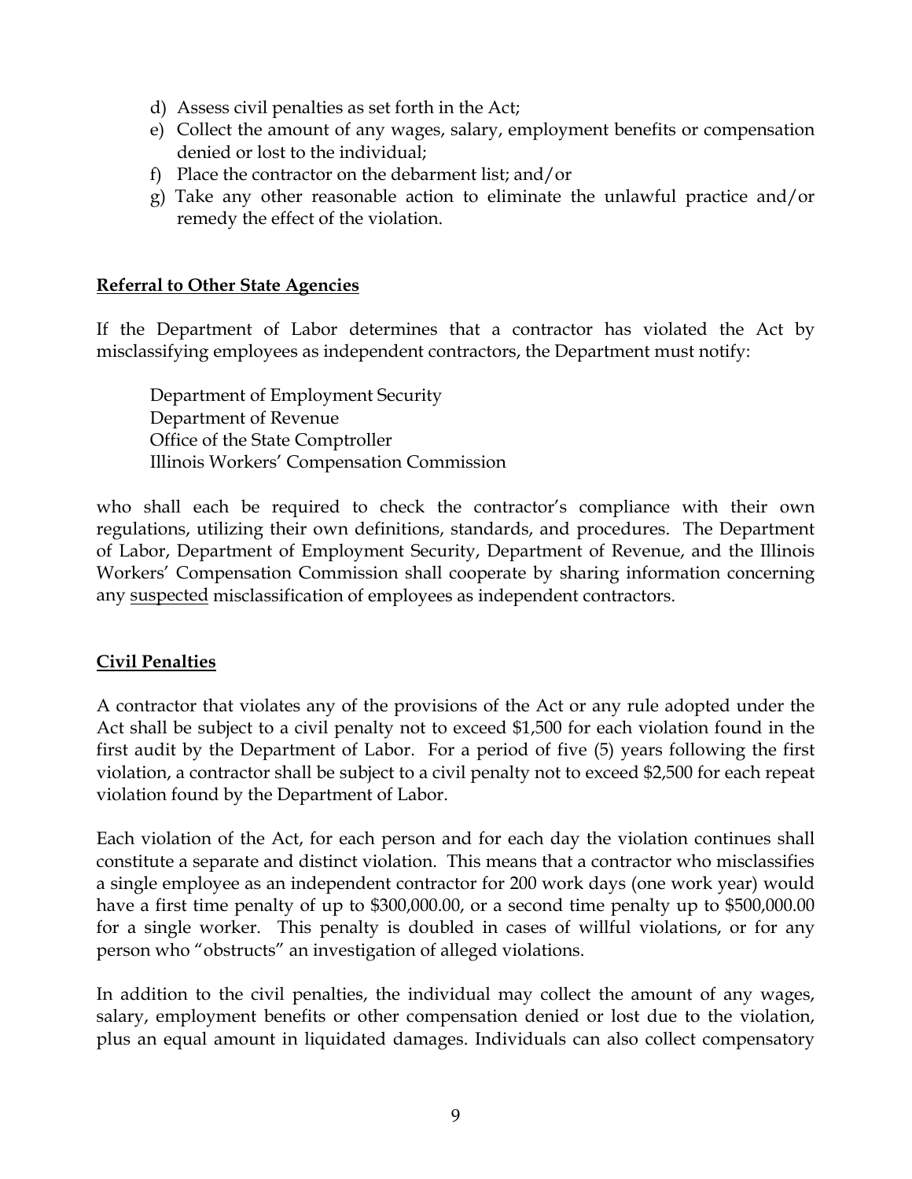d) Assess civil penalties as set forth in the Act;
e) Collect the amount of any wages, salary, employment benefits or compensation denied or lost to the individual;
f) Place the contractor on the debarment list; and/or
g) Take any other reasonable action to eliminate the unlawful practice and/or remedy the effect of the violation.

## Referral to Other State Agencies

If the Department of Labor determines that a contractor has violated the Act by misclassifying employees as independent contractors, the Department must notify:

Department of Employment Security
Department of Revenue
Office of the State Comptroller
Illinois Workers' Compensation Commission

who shall each be required to check the contractor's compliance with their own regulations, utilizing their own definitions, standards, and procedures. The Department of Labor, Department of Employment Security, Department of Revenue, and the Illinois Workers' Compensation Commission shall cooperate by sharing information concerning any suspected misclassification of employees as independent contractors.

## Civil Penalties

A contractor that violates any of the provisions of the Act or any rule adopted under the Act shall be subject to a civil penalty not to exceed $1,500 for each violation found in the first audit by the Department of Labor. For a period of five (5) years following the first violation, a contractor shall be subject to a civil penalty not to exceed $2,500 for each repeat violation found by the Department of Labor.

Each violation of the Act, for each person and for each day the violation continues shall constitute a separate and distinct violation. This means that a contractor who misclassifies a single employee as an independent contractor for 200 work days (one work year) would have a first time penalty of up to $300,000.00, or a second time penalty up to $500,000.00 for a single worker. This penalty is doubled in cases of willful violations, or for any person who "obstructs" an investigation of alleged violations.

In addition to the civil penalties, the individual may collect the amount of any wages, salary, employment benefits or other compensation denied or lost due to the violation, plus an equal amount in liquidated damages. Individuals can also collect compensatory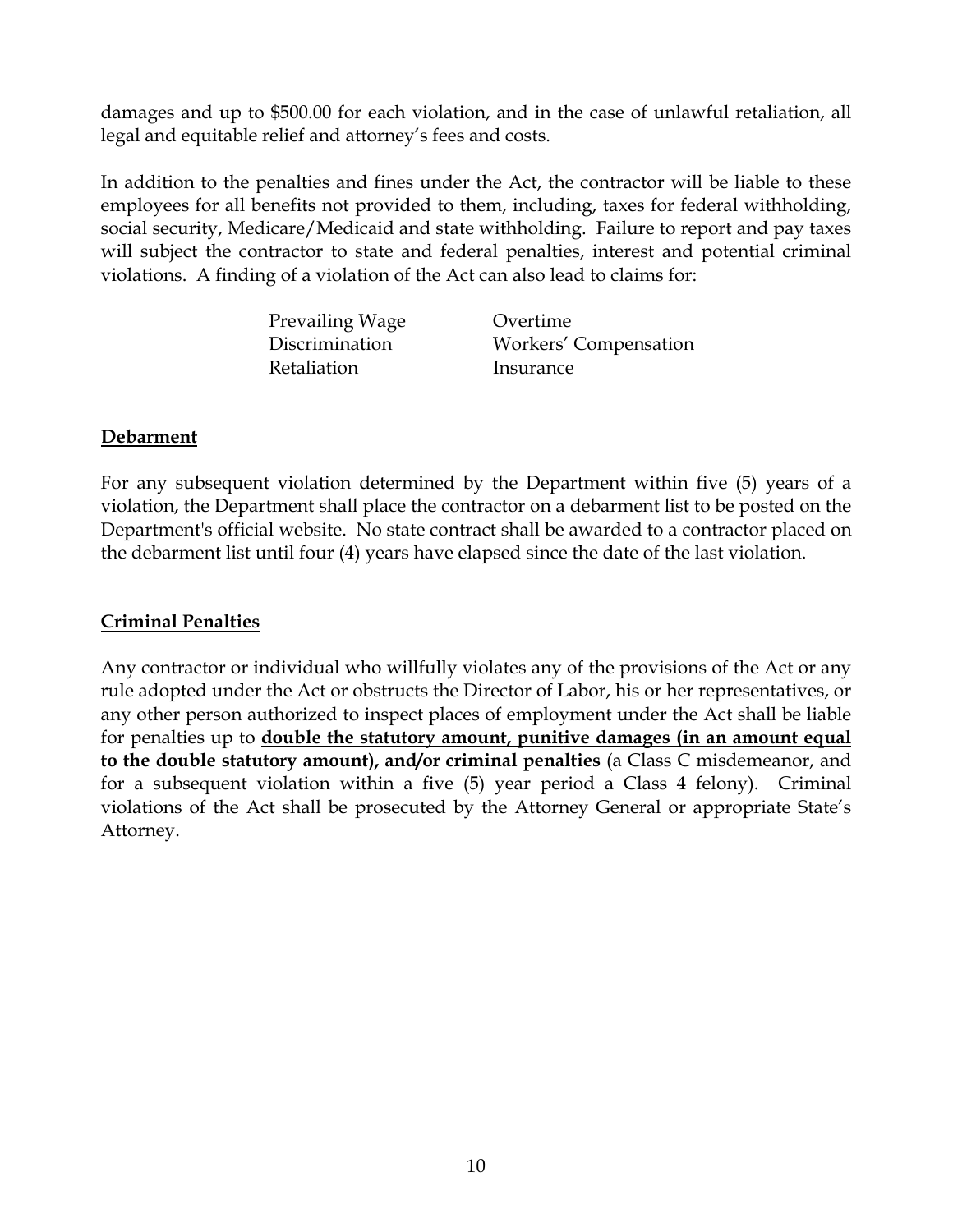damages and up to $500.00 for each violation, and in the case of unlawful retaliation, all legal and equitable relief and attorney's fees and costs.

In addition to the penalties and fines under the Act, the contractor will be liable to these employees for all benefits not provided to them, including, taxes for federal withholding, social security, Medicare/Medicaid and state withholding. Failure to report and pay taxes will subject the contractor to state and federal penalties, interest and potential criminal violations. A finding of a violation of the Act can also lead to claims for:

| | |
|---|---|
| Prevailing Wage | Overtime |
| Discrimination | Workers' Compensation |
| Retaliation | Insurance |

## Debarment

For any subsequent violation determined by the Department within five (5) years of a violation, the Department shall place the contractor on a debarment list to be posted on the Department's official website. No state contract shall be awarded to a contractor placed on the debarment list until four (4) years have elapsed since the date of the last violation.

## Criminal Penalties

Any contractor or individual who willfully violates any of the provisions of the Act or any rule adopted under the Act or obstructs the Director of Labor, his or her representatives, or any other person authorized to inspect places of employment under the Act shall be liable for penalties up to **double the statutory amount, punitive damages (in an amount equal to the double statutory amount), and/or criminal penalties** (a Class C misdemeanor, and for a subsequent violation within a five (5) year period a Class 4 felony). Criminal violations of the Act shall be prosecuted by the Attorney General or appropriate State's Attorney.